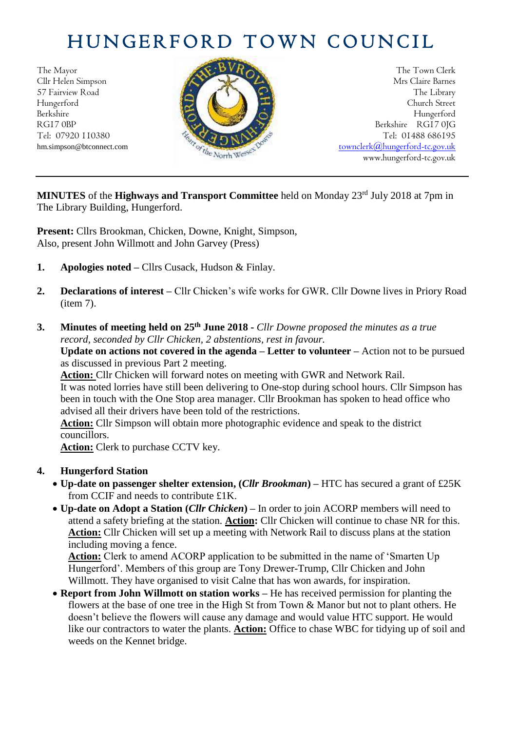# HUNGERFORD TOWN COUNCIL

The Mayor
Cllr Helen Simpson
57 Fairview Road
Hungerford
Berkshire
RG17 0BP
Tel: 07920 110380
hm.simpson@btconnect.com

The Town Clerk
Mrs Claire Barnes
The Library
Church Street
Hungerford
Berkshire RG17 0JG
Tel: 01488 686195
townclerk@hungerford-tc.gov.uk
www.hungerford-tc.gov.uk

---

**MINUTES** of the **Highways and Transport Committee** held on Monday 23rd July 2018 at 7pm in The Library Building, Hungerford.

**Present:** Cllrs Brookman, Chicken, Downe, Knight, Simpson,
Also, present John Willmott and John Garvey (Press)

1. **Apologies noted** – Cllrs Cusack, Hudson & Finlay.

2. **Declarations of interest** – Cllr Chicken's wife works for GWR. Cllr Downe lives in Priory Road (item 7).

3. **Minutes of meeting held on 25th June 2018** - *Cllr Downe proposed the minutes as a true record, seconded by Cllr Chicken, 2 abstentions, rest in favour.*
   **Update on actions not covered in the agenda – Letter to volunteer –** Action not to be pursued as discussed in previous Part 2 meeting.
   **Action:** Cllr Chicken will forward notes on meeting with GWR and Network Rail.
   It was noted lorries have still been delivering to One-stop during school hours. Cllr Simpson has been in touch with the One Stop area manager. Cllr Brookman has spoken to head office who advised all their drivers have been told of the restrictions.
   **Action:** Cllr Simpson will obtain more photographic evidence and speak to the district councillors.
   **Action:** Clerk to purchase CCTV key.

4. **Hungerford Station**
   - **Up-date on passenger shelter extension, (*Cllr Brookman*)** – HTC has secured a grant of £25K from CCIF and needs to contribute £1K.
   - **Up-date on Adopt a Station (*Cllr Chicken*)** – In order to join ACORP members will need to attend a safety briefing at the station. **Action:** Cllr Chicken will continue to chase NR for this. **Action:** Cllr Chicken will set up a meeting with Network Rail to discuss plans at the station including moving a fence.
     **Action:** Clerk to amend ACORP application to be submitted in the name of 'Smarten Up Hungerford'. Members of this group are Tony Drewer-Trump, Cllr Chicken and John Willmott. They have organised to visit Calne that has won awards, for inspiration.
   - **Report from John Willmott on station works** – He has received permission for planting the flowers at the base of one tree in the High St from Town & Manor but not to plant others. He doesn't believe the flowers will cause any damage and would value HTC support. He would like our contractors to water the plants. **Action:** Office to chase WBC for tidying up of soil and weeds on the Kennet bridge.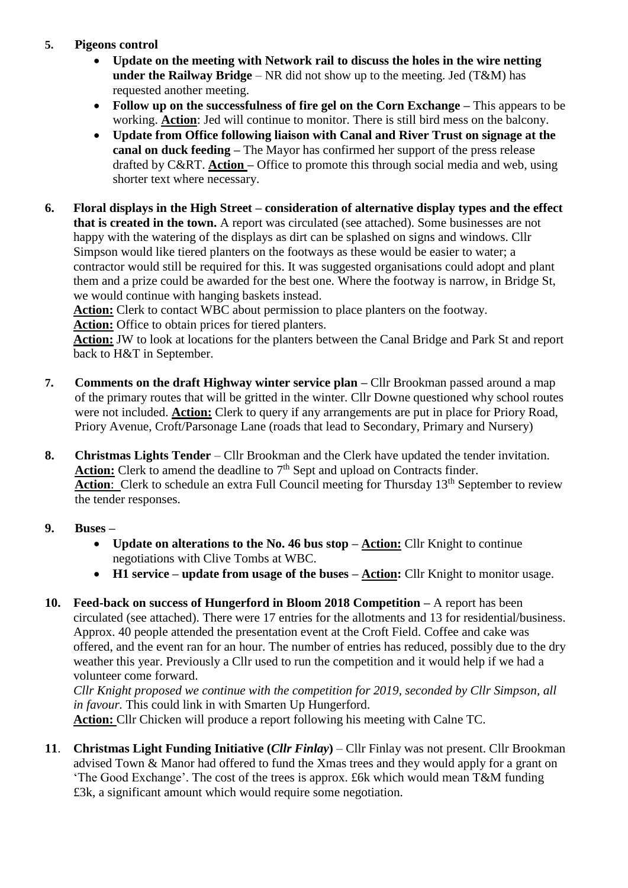5. **Pigeons control**
    - **Update on the meeting with Network rail to discuss the holes in the wire netting under the Railway Bridge** – NR did not show up to the meeting. Jed (T&M) has requested another meeting.
    - **Follow up on the successfulness of fire gel on the Corn Exchange –** This appears to be working. **Action**: Jed will continue to monitor. There is still bird mess on the balcony.
    - **Update from Office following liaison with Canal and River Trust on signage at the canal on duck feeding –** The Mayor has confirmed her support of the press release drafted by C&RT. **Action –** Office to promote this through social media and web, using shorter text where necessary.

6. **Floral displays in the High Street – consideration of alternative display types and the effect that is created in the town.** A report was circulated (see attached). Some businesses are not happy with the watering of the displays as dirt can be splashed on signs and windows. Cllr Simpson would like tiered planters on the footways as these would be easier to water; a contractor would still be required for this. It was suggested organisations could adopt and plant them and a prize could be awarded for the best one. Where the footway is narrow, in Bridge St, we would continue with hanging baskets instead.
   **Action:** Clerk to contact WBC about permission to place planters on the footway.
   **Action:** Office to obtain prices for tiered planters.
   **Action:** JW to look at locations for the planters between the Canal Bridge and Park St and report back to H&T in September.

7. **Comments on the draft Highway winter service plan –** Cllr Brookman passed around a map of the primary routes that will be gritted in the winter. Cllr Downe questioned why school routes were not included. **Action:** Clerk to query if any arrangements are put in place for Priory Road, Priory Avenue, Croft/Parsonage Lane (roads that lead to Secondary, Primary and Nursery)

8. **Christmas Lights Tender** – Cllr Brookman and the Clerk have updated the tender invitation. **Action:** Clerk to amend the deadline to 7th Sept and upload on Contracts finder. **Action**: Clerk to schedule an extra Full Council meeting for Thursday 13th September to review the tender responses.

9. **Buses –**
    - **Update on alterations to the No. 46 bus stop – Action:** Cllr Knight to continue negotiations with Clive Tombs at WBC.
    - **H1 service – update from usage of the buses – Action:** Cllr Knight to monitor usage.

10. **Feed-back on success of Hungerford in Bloom 2018 Competition –** A report has been circulated (see attached). There were 17 entries for the allotments and 13 for residential/business. Approx. 40 people attended the presentation event at the Croft Field. Coffee and cake was offered, and the event ran for an hour. The number of entries has reduced, possibly due to the dry weather this year. Previously a Cllr used to run the competition and it would help if we had a volunteer come forward.
    *Cllr Knight proposed we continue with the competition for 2019, seconded by Cllr Simpson, all in favour.* This could link in with Smarten Up Hungerford.
    **Action:** Cllr Chicken will produce a report following his meeting with Calne TC.

11. **Christmas Light Funding Initiative (*Cllr Finlay*)** – Cllr Finlay was not present. Cllr Brookman advised Town & Manor had offered to fund the Xmas trees and they would apply for a grant on 'The Good Exchange'. The cost of the trees is approx. £6k which would mean T&M funding £3k, a significant amount which would require some negotiation.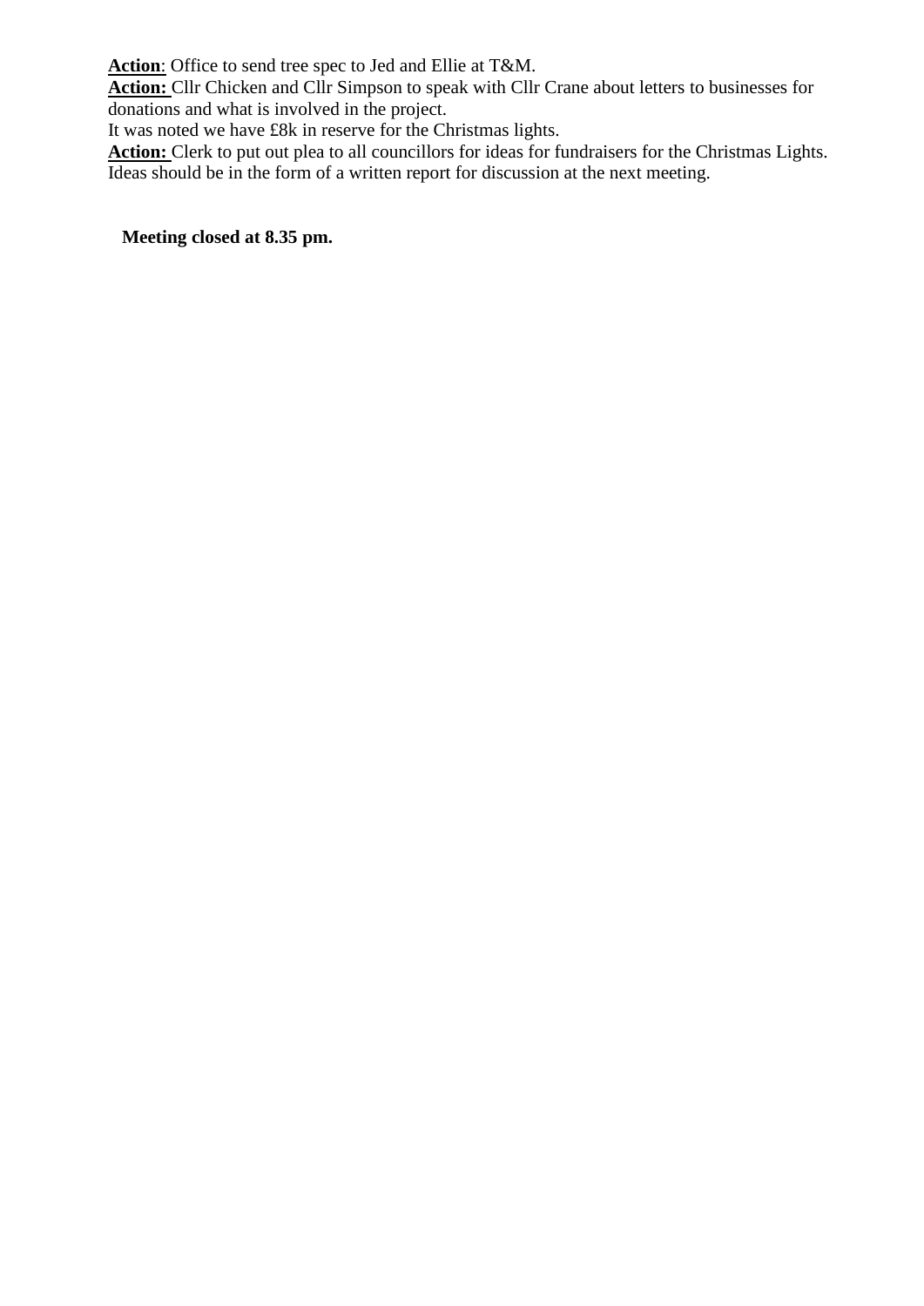**Action**: Office to send tree spec to Jed and Ellie at T&M.

**Action:** Cllr Chicken and Cllr Simpson to speak with Cllr Crane about letters to businesses for donations and what is involved in the project.

It was noted we have £8k in reserve for the Christmas lights.

**Action:** Clerk to put out plea to all councillors for ideas for fundraisers for the Christmas Lights. Ideas should be in the form of a written report for discussion at the next meeting.

**Meeting closed at 8.35 pm.**